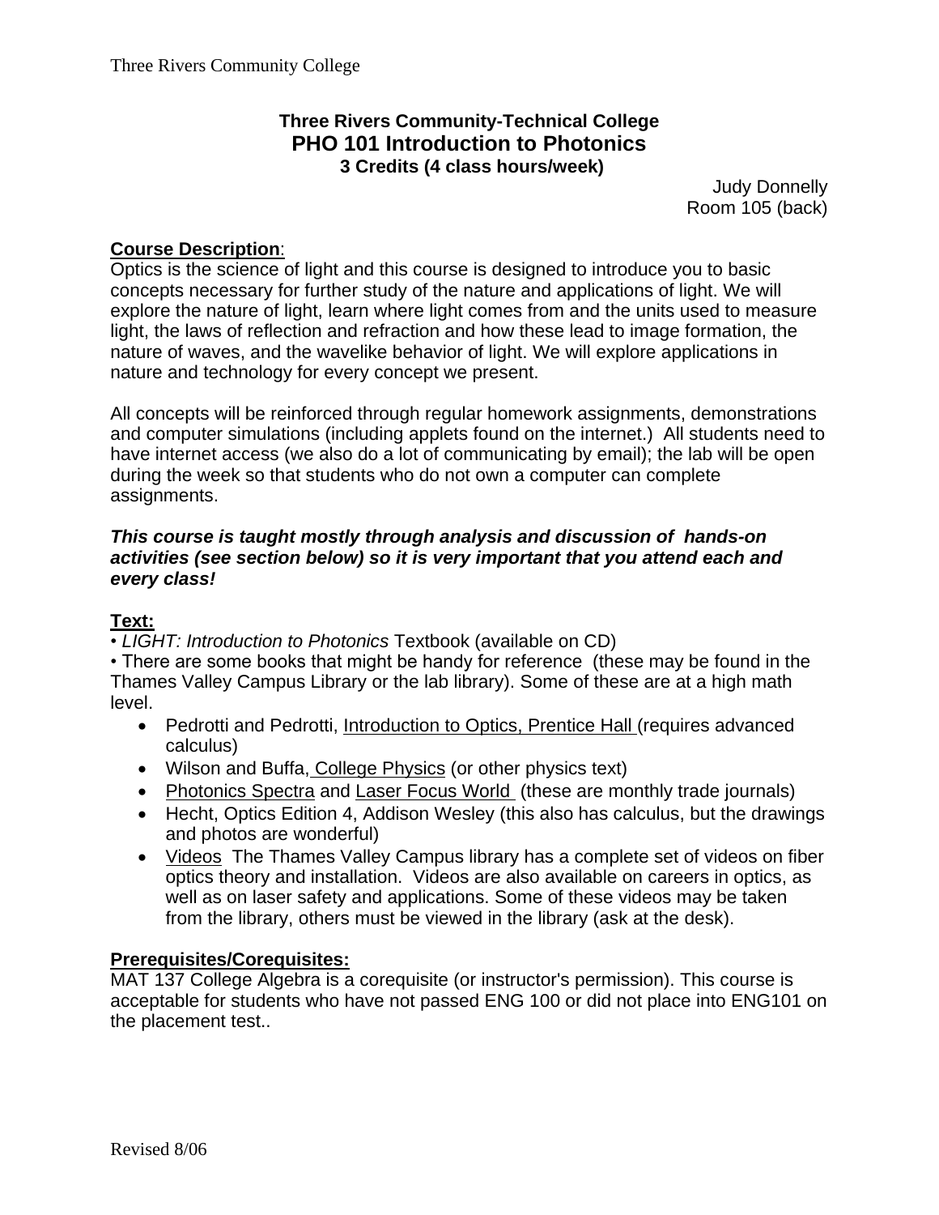**Three Rivers Community-Technical College**

# PHO 101 Introduction to Photonics

**3 Credits (4 class hours/week)**

Judy Donnelly
Room 105 (back)

**Course Description**:

Optics is the science of light and this course is designed to introduce you to basic concepts necessary for further study of the nature and applications of light. We will explore the nature of light, learn where light comes from and the units used to measure light, the laws of reflection and refraction and how these lead to image formation, the nature of waves, and the wavelike behavior of light. We will explore applications in nature and technology for every concept we present.

All concepts will be reinforced through regular homework assignments, demonstrations and computer simulations (including applets found on the internet.) All students need to have internet access (we also do a lot of communicating by email); the lab will be open during the week so that students who do not own a computer can complete assignments.

***This course is taught mostly through analysis and discussion of hands-on activities (see section below) so it is very important that you attend each and every class!***

**Text:**

• *LIGHT: Introduction to Photonics* Textbook (available on CD)

• There are some books that might be handy for reference (these may be found in the Thames Valley Campus Library or the lab library). Some of these are at a high math level.

- Pedrotti and Pedrotti, Introduction to Optics, Prentice Hall (requires advanced calculus)
- Wilson and Buffa, College Physics (or other physics text)
- Photonics Spectra and Laser Focus World (these are monthly trade journals)
- Hecht, Optics Edition 4, Addison Wesley (this also has calculus, but the drawings and photos are wonderful)
- Videos The Thames Valley Campus library has a complete set of videos on fiber optics theory and installation. Videos are also available on careers in optics, as well as on laser safety and applications. Some of these videos may be taken from the library, others must be viewed in the library (ask at the desk).

**Prerequisites/Corequisites:**

MAT 137 College Algebra is a corequisite (or instructor's permission). This course is acceptable for students who have not passed ENG 100 or did not place into ENG101 on the placement test..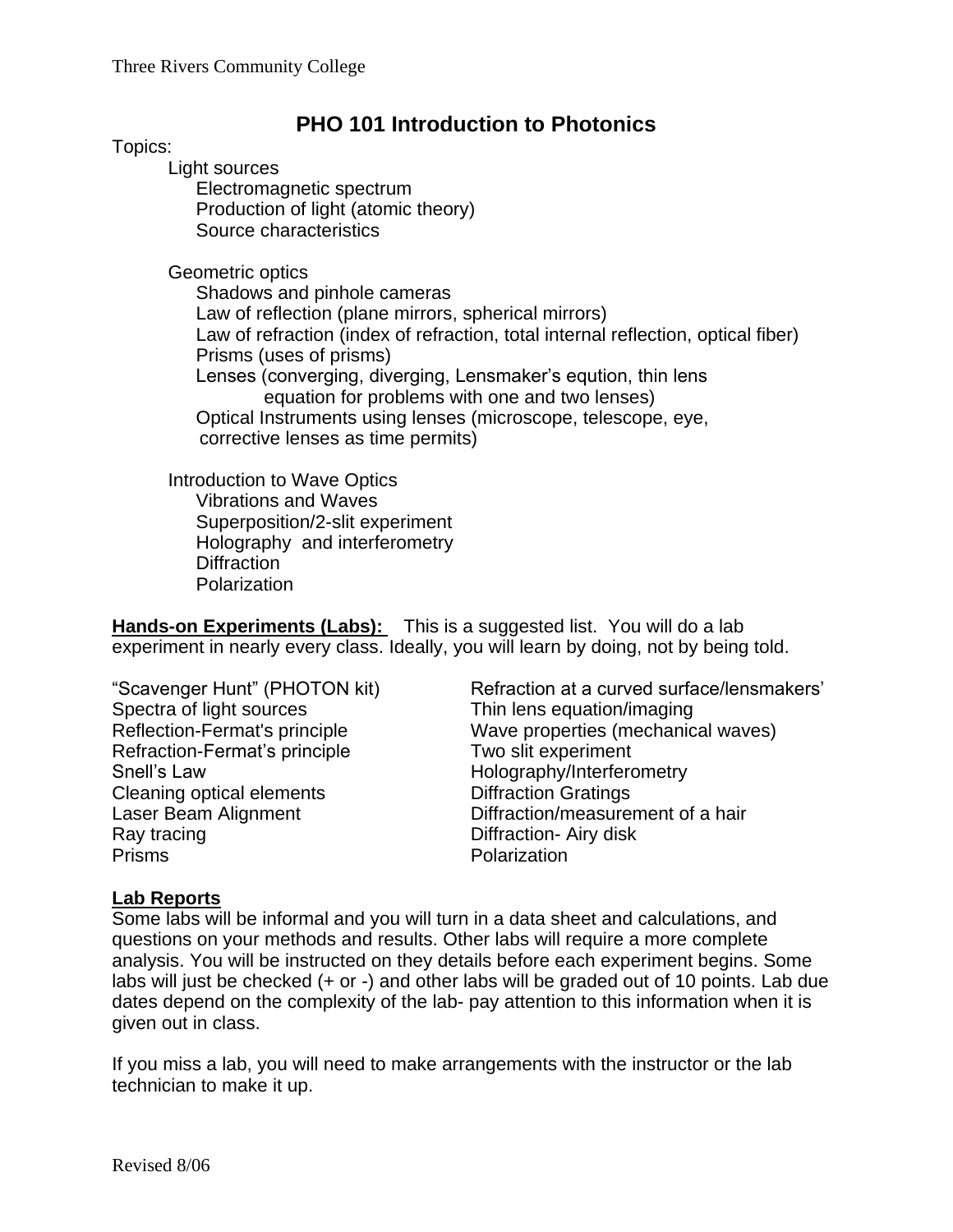# PHO 101 Introduction to Photonics

Topics:

- Light sources
  - Electromagnetic spectrum
  - Production of light (atomic theory)
  - Source characteristics

- Geometric optics
  - Shadows and pinhole cameras
  - Law of reflection (plane mirrors, spherical mirrors)
  - Law of refraction (index of refraction, total internal reflection, optical fiber)
  - Prisms (uses of prisms)
  - Lenses (converging, diverging, Lensmaker's eqution, thin lens equation for problems with one and two lenses)
  - Optical Instruments using lenses (microscope, telescope, eye, corrective lenses as time permits)

- Introduction to Wave Optics
  - Vibrations and Waves
  - Superposition/2-slit experiment
  - Holography and interferometry
  - Diffraction
  - Polarization

**Hands-on Experiments (Labs):** This is a suggested list. You will do a lab experiment in nearly every class. Ideally, you will learn by doing, not by being told.

- "Scavenger Hunt" (PHOTON kit)
- Spectra of light sources
- Reflection-Fermat's principle
- Refraction-Fermat's principle
- Snell's Law
- Cleaning optical elements
- Laser Beam Alignment
- Ray tracing
- Prisms
- Refraction at a curved surface/lensmakers'
- Thin lens equation/imaging
- Wave properties (mechanical waves)
- Two slit experiment
- Holography/Interferometry
- Diffraction Gratings
- Diffraction/measurement of a hair
- Diffraction- Airy disk
- Polarization

**Lab Reports**

Some labs will be informal and you will turn in a data sheet and calculations, and questions on your methods and results. Other labs will require a more complete analysis. You will be instructed on they details before each experiment begins. Some labs will just be checked (+ or -) and other labs will be graded out of 10 points. Lab due dates depend on the complexity of the lab- pay attention to this information when it is given out in class.

If you miss a lab, you will need to make arrangements with the instructor or the lab technician to make it up.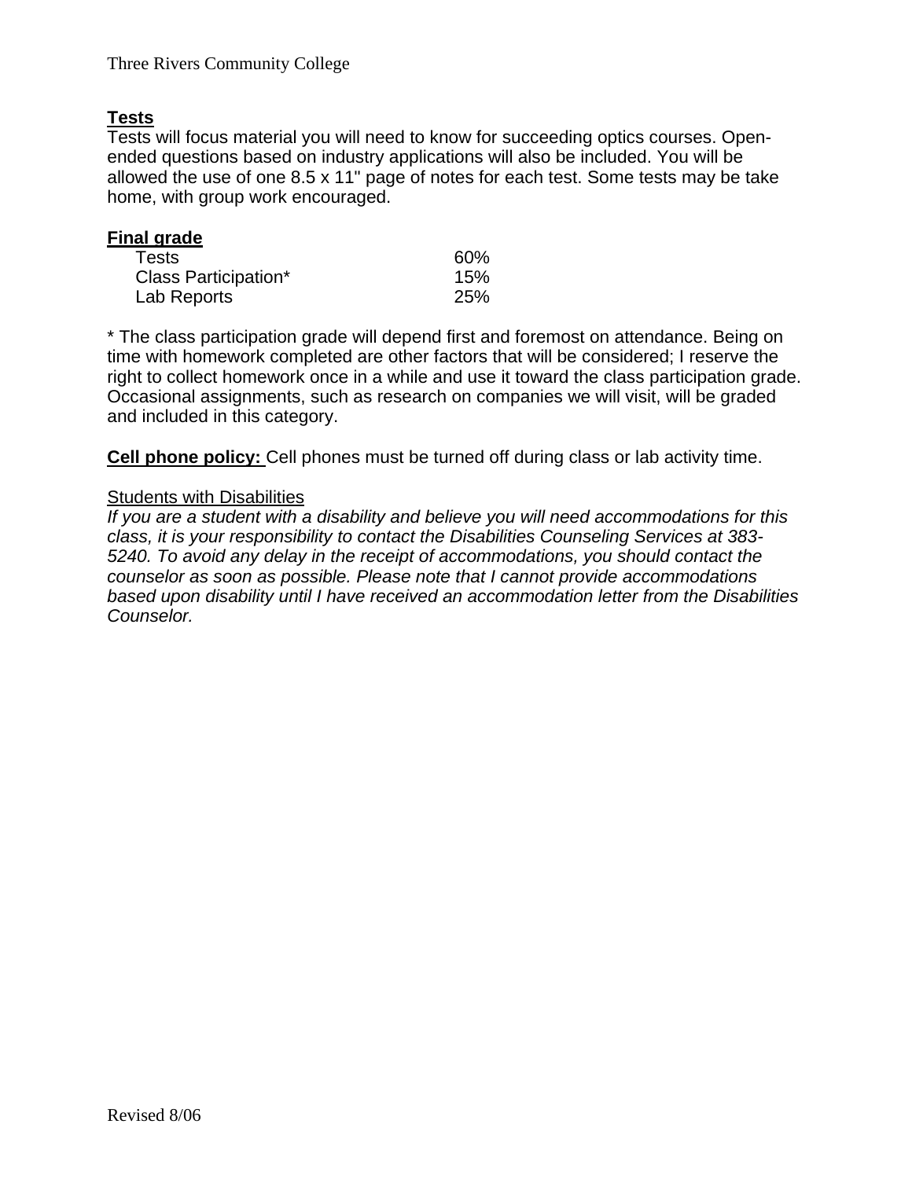**Tests**

Tests will focus material you will need to know for succeeding optics courses. Open-ended questions based on industry applications will also be included. You will be allowed the use of one 8.5 x 11" page of notes for each test. Some tests may be take home, with group work encouraged.

**Final grade**

| | |
|---|---|
| Tests | 60% |
| Class Participation* | 15% |
| Lab Reports | 25% |

* The class participation grade will depend first and foremost on attendance. Being on time with homework completed are other factors that will be considered; I reserve the right to collect homework once in a while and use it toward the class participation grade. Occasional assignments, such as research on companies we will visit, will be graded and included in this category.

**Cell phone policy:** Cell phones must be turned off during class or lab activity time.

Students with Disabilities

*If you are a student with a disability and believe you will need accommodations for this class, it is your responsibility to contact the Disabilities Counseling Services at 383-5240. To avoid any delay in the receipt of accommodations, you should contact the counselor as soon as possible. Please note that I cannot provide accommodations based upon disability until I have received an accommodation letter from the Disabilities Counselor.*